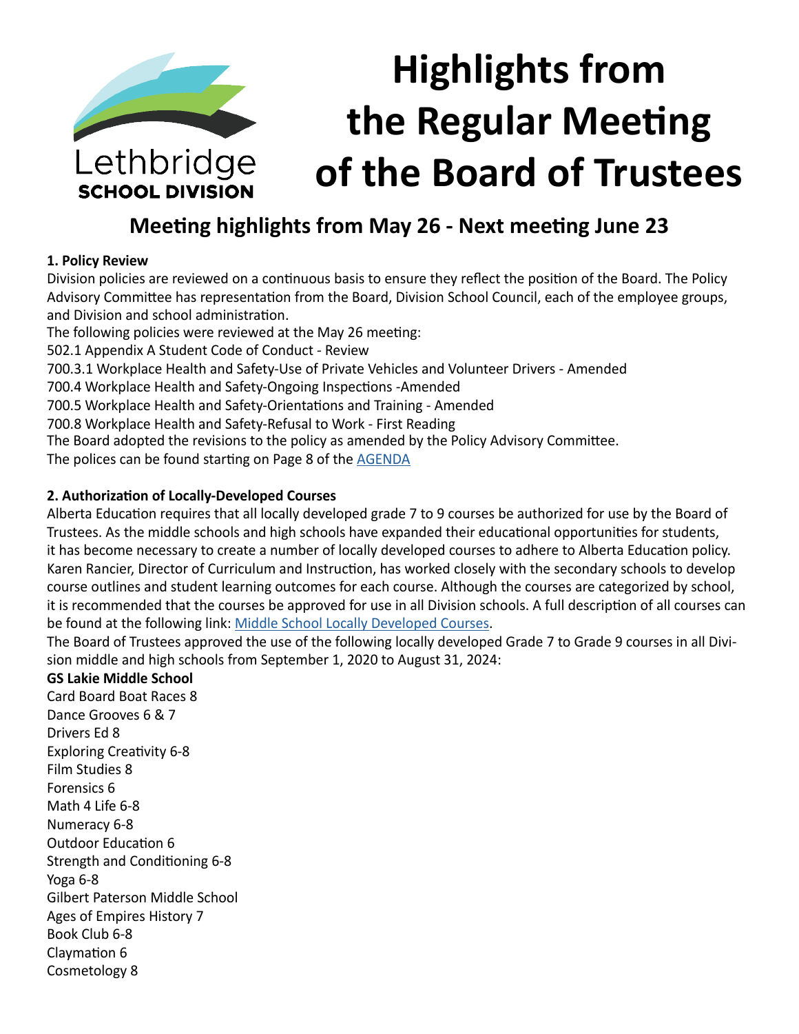Lethbridge SCHOOL DIVISION

# Highlights from the Regular Meeting of the Board of Trustees

## Meeting highlights from May 26 - Next meeting June 23

**1. Policy Review**

Division policies are reviewed on a continuous basis to ensure they reflect the position of the Board. The Policy Advisory Committee has representation from the Board, Division School Council, each of the employee groups, and Division and school administration.

The following policies were reviewed at the May 26 meeting:

502.1 Appendix A Student Code of Conduct - Review
700.3.1 Workplace Health and Safety-Use of Private Vehicles and Volunteer Drivers - Amended
700.4 Workplace Health and Safety-Ongoing Inspections -Amended
700.5 Workplace Health and Safety-Orientations and Training - Amended
700.8 Workplace Health and Safety-Refusal to Work - First Reading

The Board adopted the revisions to the policy as amended by the Policy Advisory Committee.

The polices can be found starting on Page 8 of the [AGENDA]

**2. Authorization of Locally-Developed Courses**

Alberta Education requires that all locally developed grade 7 to 9 courses be authorized for use by the Board of Trustees. As the middle schools and high schools have expanded their educational opportunities for students, it has become necessary to create a number of locally developed courses to adhere to Alberta Education policy. Karen Rancier, Director of Curriculum and Instruction, has worked closely with the secondary schools to develop course outlines and student learning outcomes for each course. Although the courses are categorized by school, it is recommended that the courses be approved for use in all Division schools. A full description of all courses can be found at the following link: [Middle School Locally Developed Courses].

The Board of Trustees approved the use of the following locally developed Grade 7 to Grade 9 courses in all Division middle and high schools from September 1, 2020 to August 31, 2024:

**GS Lakie Middle School**

Card Board Boat Races 8
Dance Grooves 6 & 7
Drivers Ed 8
Exploring Creativity 6-8
Film Studies 8
Forensics 6
Math 4 Life 6-8
Numeracy 6-8
Outdoor Education 6
Strength and Conditioning 6-8
Yoga 6-8

Gilbert Paterson Middle School

Ages of Empires History 7
Book Club 6-8
Claymation 6
Cosmetology 8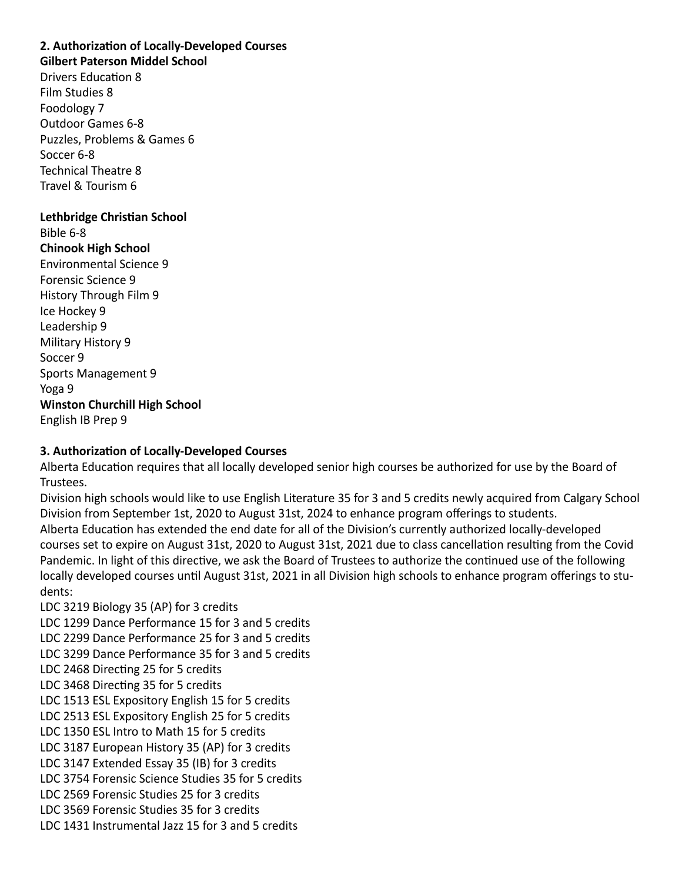**2. Authorization of Locally-Developed Courses**

**Gilbert Paterson Middel School**

Drivers Education 8
Film Studies 8
Foodology 7
Outdoor Games 6-8
Puzzles, Problems & Games 6
Soccer 6-8
Technical Theatre 8
Travel & Tourism 6

**Lethbridge Christian School**

Bible 6-8

**Chinook High School**

Environmental Science 9
Forensic Science 9
History Through Film 9
Ice Hockey 9
Leadership 9
Military History 9
Soccer 9
Sports Management 9
Yoga 9

**Winston Churchill High School**

English IB Prep 9

**3. Authorization of Locally-Developed Courses**

Alberta Education requires that all locally developed senior high courses be authorized for use by the Board of Trustees.

Division high schools would like to use English Literature 35 for 3 and 5 credits newly acquired from Calgary School Division from September 1st, 2020 to August 31st, 2024 to enhance program offerings to students.

Alberta Education has extended the end date for all of the Division's currently authorized locally-developed courses set to expire on August 31st, 2020 to August 31st, 2021 due to class cancellation resulting from the Covid Pandemic. In light of this directive, we ask the Board of Trustees to authorize the continued use of the following locally developed courses until August 31st, 2021 in all Division high schools to enhance program offerings to students:

LDC 3219 Biology 35 (AP) for 3 credits
LDC 1299 Dance Performance 15 for 3 and 5 credits
LDC 2299 Dance Performance 25 for 3 and 5 credits
LDC 3299 Dance Performance 35 for 3 and 5 credits
LDC 2468 Directing 25 for 5 credits
LDC 3468 Directing 35 for 5 credits
LDC 1513 ESL Expository English 15 for 5 credits
LDC 2513 ESL Expository English 25 for 5 credits
LDC 1350 ESL Intro to Math 15 for 5 credits
LDC 3187 European History 35 (AP) for 3 credits
LDC 3147 Extended Essay 35 (IB) for 3 credits
LDC 3754 Forensic Science Studies 35 for 5 credits
LDC 2569 Forensic Studies 25 for 3 credits
LDC 3569 Forensic Studies 35 for 3 credits
LDC 1431 Instrumental Jazz 15 for 3 and 5 credits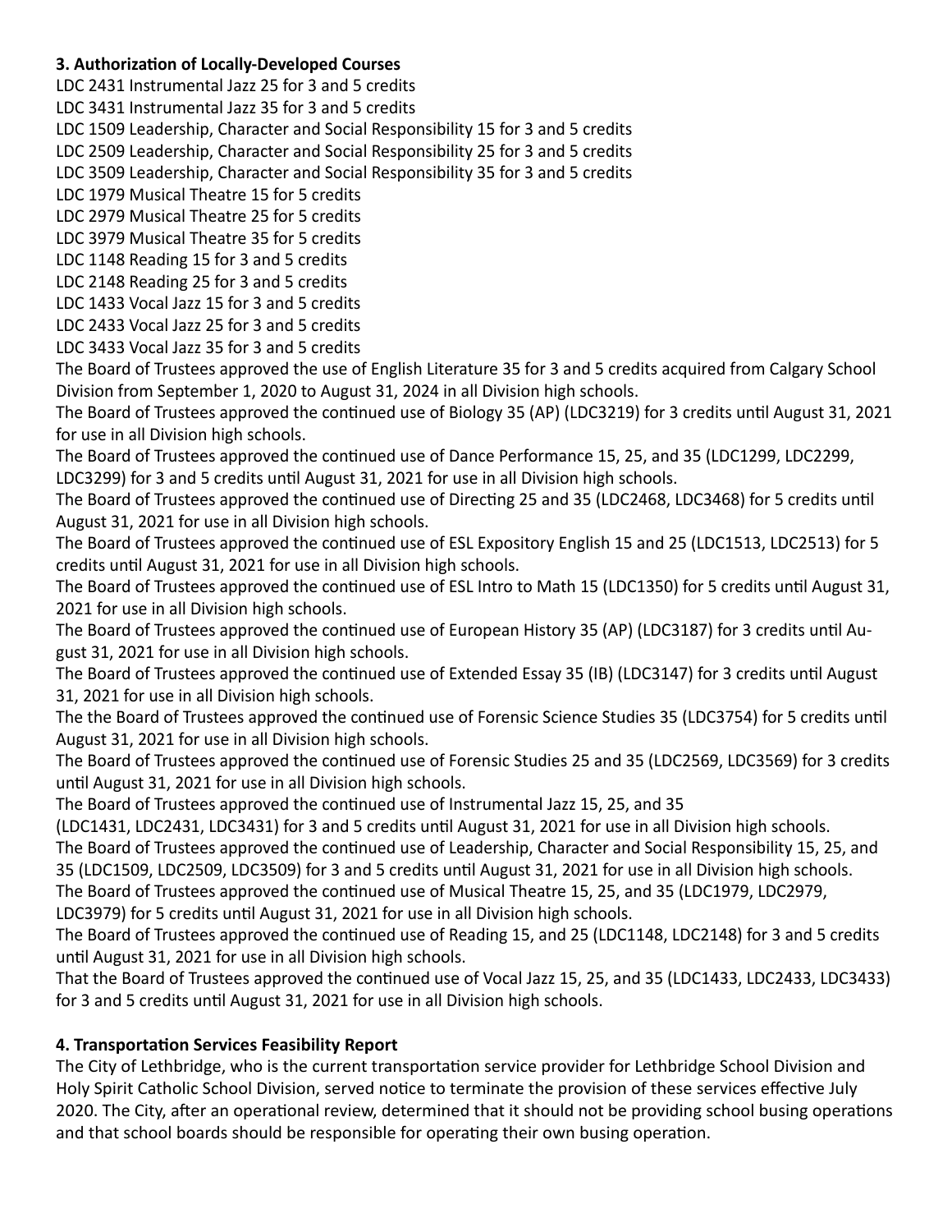**3. Authorization of Locally-Developed Courses**

LDC 2431 Instrumental Jazz 25 for 3 and 5 credits
LDC 3431 Instrumental Jazz 35 for 3 and 5 credits
LDC 1509 Leadership, Character and Social Responsibility 15 for 3 and 5 credits
LDC 2509 Leadership, Character and Social Responsibility 25 for 3 and 5 credits
LDC 3509 Leadership, Character and Social Responsibility 35 for 3 and 5 credits
LDC 1979 Musical Theatre 15 for 5 credits
LDC 2979 Musical Theatre 25 for 5 credits
LDC 3979 Musical Theatre 35 for 5 credits
LDC 1148 Reading 15 for 3 and 5 credits
LDC 2148 Reading 25 for 3 and 5 credits
LDC 1433 Vocal Jazz 15 for 3 and 5 credits
LDC 2433 Vocal Jazz 25 for 3 and 5 credits
LDC 3433 Vocal Jazz 35 for 3 and 5 credits

The Board of Trustees approved the use of English Literature 35 for 3 and 5 credits acquired from Calgary School Division from September 1, 2020 to August 31, 2024 in all Division high schools.

The Board of Trustees approved the continued use of Biology 35 (AP) (LDC3219) for 3 credits until August 31, 2021 for use in all Division high schools.

The Board of Trustees approved the continued use of Dance Performance 15, 25, and 35 (LDC1299, LDC2299, LDC3299) for 3 and 5 credits until August 31, 2021 for use in all Division high schools.

The Board of Trustees approved the continued use of Directing 25 and 35 (LDC2468, LDC3468) for 5 credits until August 31, 2021 for use in all Division high schools.

The Board of Trustees approved the continued use of ESL Expository English 15 and 25 (LDC1513, LDC2513) for 5 credits until August 31, 2021 for use in all Division high schools.

The Board of Trustees approved the continued use of ESL Intro to Math 15 (LDC1350) for 5 credits until August 31, 2021 for use in all Division high schools.

The Board of Trustees approved the continued use of European History 35 (AP) (LDC3187) for 3 credits until August 31, 2021 for use in all Division high schools.

The Board of Trustees approved the continued use of Extended Essay 35 (IB) (LDC3147) for 3 credits until August 31, 2021 for use in all Division high schools.

The the Board of Trustees approved the continued use of Forensic Science Studies 35 (LDC3754) for 5 credits until August 31, 2021 for use in all Division high schools.

The Board of Trustees approved the continued use of Forensic Studies 25 and 35 (LDC2569, LDC3569) for 3 credits until August 31, 2021 for use in all Division high schools.

The Board of Trustees approved the continued use of Instrumental Jazz 15, 25, and 35 (LDC1431, LDC2431, LDC3431) for 3 and 5 credits until August 31, 2021 for use in all Division high schools.

The Board of Trustees approved the continued use of Leadership, Character and Social Responsibility 15, 25, and 35 (LDC1509, LDC2509, LDC3509) for 3 and 5 credits until August 31, 2021 for use in all Division high schools.

The Board of Trustees approved the continued use of Musical Theatre 15, 25, and 35 (LDC1979, LDC2979, LDC3979) for 5 credits until August 31, 2021 for use in all Division high schools.

The Board of Trustees approved the continued use of Reading 15, and 25 (LDC1148, LDC2148) for 3 and 5 credits until August 31, 2021 for use in all Division high schools.

That the Board of Trustees approved the continued use of Vocal Jazz 15, 25, and 35 (LDC1433, LDC2433, LDC3433) for 3 and 5 credits until August 31, 2021 for use in all Division high schools.

**4. Transportation Services Feasibility Report**

The City of Lethbridge, who is the current transportation service provider for Lethbridge School Division and Holy Spirit Catholic School Division, served notice to terminate the provision of these services effective July 2020. The City, after an operational review, determined that it should not be providing school busing operations and that school boards should be responsible for operating their own busing operation.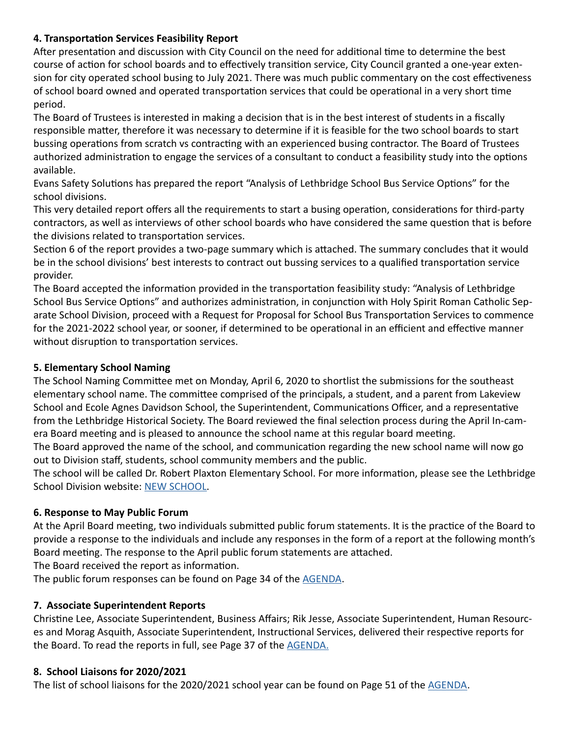**4. Transportation Services Feasibility Report**

After presentation and discussion with City Council on the need for additional time to determine the best course of action for school boards and to effectively transition service, City Council granted a one-year extension for city operated school busing to July 2021. There was much public commentary on the cost effectiveness of school board owned and operated transportation services that could be operational in a very short time period.

The Board of Trustees is interested in making a decision that is in the best interest of students in a fiscally responsible matter, therefore it was necessary to determine if it is feasible for the two school boards to start bussing operations from scratch vs contracting with an experienced busing contractor. The Board of Trustees authorized administration to engage the services of a consultant to conduct a feasibility study into the options available.

Evans Safety Solutions has prepared the report "Analysis of Lethbridge School Bus Service Options" for the school divisions.

This very detailed report offers all the requirements to start a busing operation, considerations for third-party contractors, as well as interviews of other school boards who have considered the same question that is before the divisions related to transportation services.

Section 6 of the report provides a two-page summary which is attached. The summary concludes that it would be in the school divisions' best interests to contract out bussing services to a qualified transportation service provider.

The Board accepted the information provided in the transportation feasibility study: "Analysis of Lethbridge School Bus Service Options" and authorizes administration, in conjunction with Holy Spirit Roman Catholic Separate School Division, proceed with a Request for Proposal for School Bus Transportation Services to commence for the 2021-2022 school year, or sooner, if determined to be operational in an efficient and effective manner without disruption to transportation services.

**5. Elementary School Naming**

The School Naming Committee met on Monday, April 6, 2020 to shortlist the submissions for the southeast elementary school name. The committee comprised of the principals, a student, and a parent from Lakeview School and Ecole Agnes Davidson School, the Superintendent, Communications Officer, and a representative from the Lethbridge Historical Society. The Board reviewed the final selection process during the April In-camera Board meeting and is pleased to announce the school name at this regular board meeting.

The Board approved the name of the school, and communication regarding the new school name will now go out to Division staff, students, school community members and the public.

The school will be called Dr. Robert Plaxton Elementary School. For more information, please see the Lethbridge School Division website: NEW SCHOOL.

**6. Response to May Public Forum**

At the April Board meeting, two individuals submitted public forum statements. It is the practice of the Board to provide a response to the individuals and include any responses in the form of a report at the following month's Board meeting. The response to the April public forum statements are attached.

The Board received the report as information.

The public forum responses can be found on Page 34 of the AGENDA.

**7. Associate Superintendent Reports**

Christine Lee, Associate Superintendent, Business Affairs; Rik Jesse, Associate Superintendent, Human Resources and Morag Asquith, Associate Superintendent, Instructional Services, delivered their respective reports for the Board. To read the reports in full, see Page 37 of the AGENDA.

**8. School Liaisons for 2020/2021**

The list of school liaisons for the 2020/2021 school year can be found on Page 51 of the AGENDA.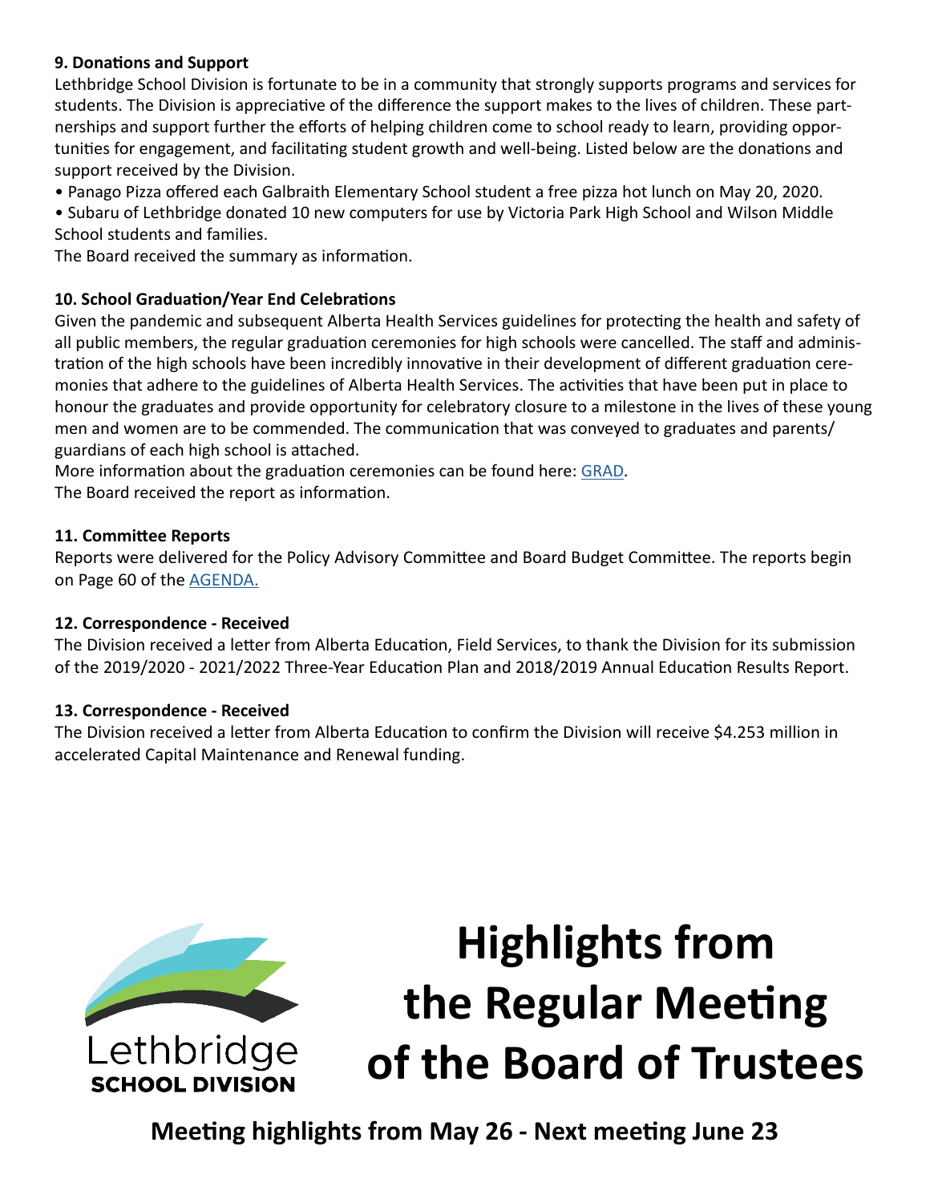**9. Donations and Support**

Lethbridge School Division is fortunate to be in a community that strongly supports programs and services for students. The Division is appreciative of the difference the support makes to the lives of children. These partnerships and support further the efforts of helping children come to school ready to learn, providing opportunities for engagement, and facilitating student growth and well-being. Listed below are the donations and support received by the Division.

- Panago Pizza offered each Galbraith Elementary School student a free pizza hot lunch on May 20, 2020.
- Subaru of Lethbridge donated 10 new computers for use by Victoria Park High School and Wilson Middle School students and families.

The Board received the summary as information.

**10. School Graduation/Year End Celebrations**

Given the pandemic and subsequent Alberta Health Services guidelines for protecting the health and safety of all public members, the regular graduation ceremonies for high schools were cancelled. The staff and administration of the high schools have been incredibly innovative in their development of different graduation ceremonies that adhere to the guidelines of Alberta Health Services. The activities that have been put in place to honour the graduates and provide opportunity for celebratory closure to a milestone in the lives of these young men and women are to be commended. The communication that was conveyed to graduates and parents/guardians of each high school is attached.

More information about the graduation ceremonies can be found here: GRAD.

The Board received the report as information.

**11. Committee Reports**

Reports were delivered for the Policy Advisory Committee and Board Budget Committee. The reports begin on Page 60 of the AGENDA.

**12. Correspondence - Received**

The Division received a letter from Alberta Education, Field Services, to thank the Division for its submission of the 2019/2020 - 2021/2022 Three-Year Education Plan and 2018/2019 Annual Education Results Report.

**13. Correspondence - Received**

The Division received a letter from Alberta Education to confirm the Division will receive $4.253 million in accelerated Capital Maintenance and Renewal funding.

Lethbridge
SCHOOL DIVISION

# Highlights from the Regular Meeting of the Board of Trustees

**Meeting highlights from May 26 - Next meeting June 23**